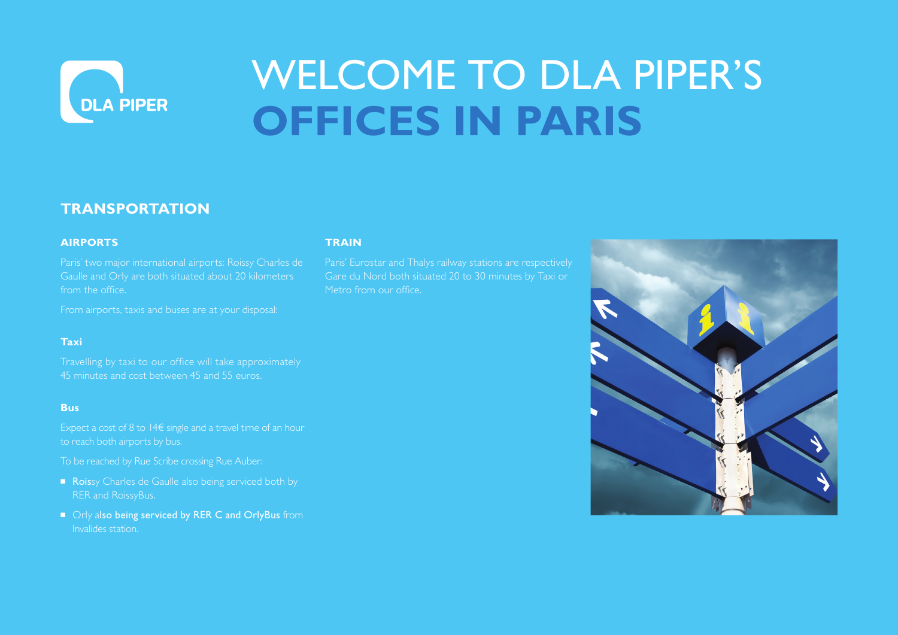DLA PIPER

# WELCOME TO DLA PIPER'S **OFFICES IN PARIS**

## TRANSPORTATION

### AIRPORTS

Paris' two major international airports: Roissy Charles de Gaulle and Orly are both situated about 20 kilometers from the office.

From airports, taxis and buses are at your disposal:

#### Taxi

Travelling by taxi to our office will take approximately 45 minutes and cost between 45 and 55 euros.

#### Bus

Expect a cost of 8 to 14€ single and a travel time of an hour to reach both airports by bus.

To be reached by Rue Scribe crossing Rue Auber:

- Roissy Charles de Gaulle also being serviced both by RER and RoissyBus.
- Orly also being serviced by RER C and OrlyBus from Invalides station.

### TRAIN

Paris' Eurostar and Thalys railway stations are respectively Gare du Nord both situated 20 to 30 minutes by Taxi or Metro from our office.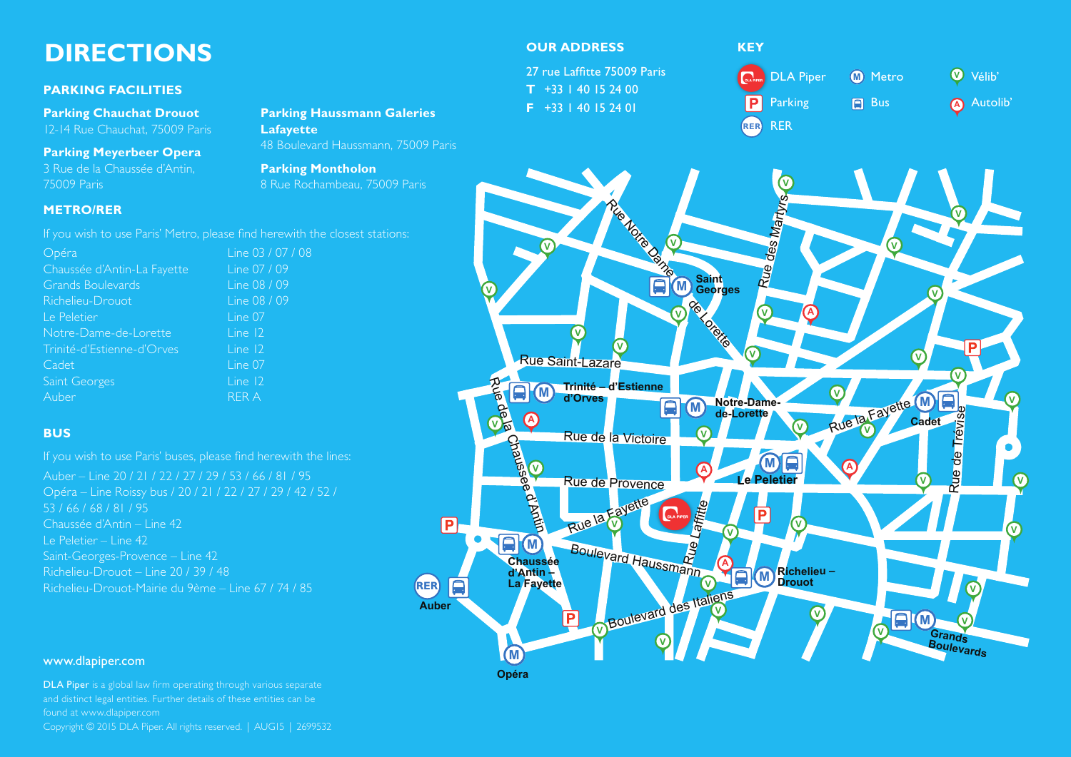# DIRECTIONS

## PARKING FACILITIES

**Parking Chauchat Drouot**
12-14 Rue Chauchat, 75009 Paris

**Parking Meyerbeer Opera**
3 Rue de la Chaussée d'Antin, 75009 Paris

**Parking Haussmann Galeries Lafayette**
48 Boulevard Haussmann, 75009 Paris

**Parking Montholon**
8 Rue Rochambeau, 75009 Paris

## METRO/RER

If you wish to use Paris' Metro, please find herewith the closest stations:

| | |
|---|---|
| Opéra | Line 03 / 07 / 08 |
| Chaussée d'Antin-La Fayette | Line 07 / 09 |
| Grands Boulevards | Line 08 / 09 |
| Richelieu-Drouot | Line 08 / 09 |
| Le Peletier | Line 07 |
| Notre-Dame-de-Lorette | Line 12 |
| Trinité-d'Estienne-d'Orves | Line 12 |
| Cadet | Line 07 |
| Saint Georges | Line 12 |
| Auber | RER A |

## BUS

If you wish to use Paris' buses, please find herewith the lines:

Auber – Line 20 / 21 / 22 / 27 / 29 / 53 / 66 / 81 / 95
Opéra – Line Roissy bus / 20 / 21 / 22 / 27 / 29 / 42 / 52 / 53 / 66 / 68 / 81 / 95
Chaussée d'Antin – Line 42
Le Peletier – Line 42
Saint-Georges-Provence – Line 42
Richelieu-Drouot – Line 20 / 39 / 48
Richelieu-Drouot-Mairie du 9ème – Line 67 / 74 / 85

## OUR ADDRESS

27 rue Laffitte 75009 Paris
**T** +33 1 40 15 24 00
**F** +33 1 40 15 24 01

## KEY

DLA Piper
Parking
RER
Metro
Bus
Vélib'
Autolib'

Rue Notre Dame de Lorette
Rue des Martyrs
Saint Georges
Rue Saint-Lazare
Trinité – d'Estienne d'Orves
Notre-Dame-de-Lorette
Rue la Fayette
Cadet
Rue de Trévise
Rue de la Chaussée d'Antin
Rue de la Victoire
Le Peletier
Rue de Provence
Rue la Fayette
Rue Laffitte
Boulevard Haussmann
Chaussée d'Antin – La Fayette
Richelieu – Drouot
Auber
Boulevard des Italiens
Grands Boulevards
Opéra

www.dlapiper.com

**DLA Piper** is a global law firm operating through various separate and distinct legal entities. Further details of these entities can be found at www.dlapiper.com

Copyright © 2015 DLA Piper. All rights reserved. | AUG15 | 2699532